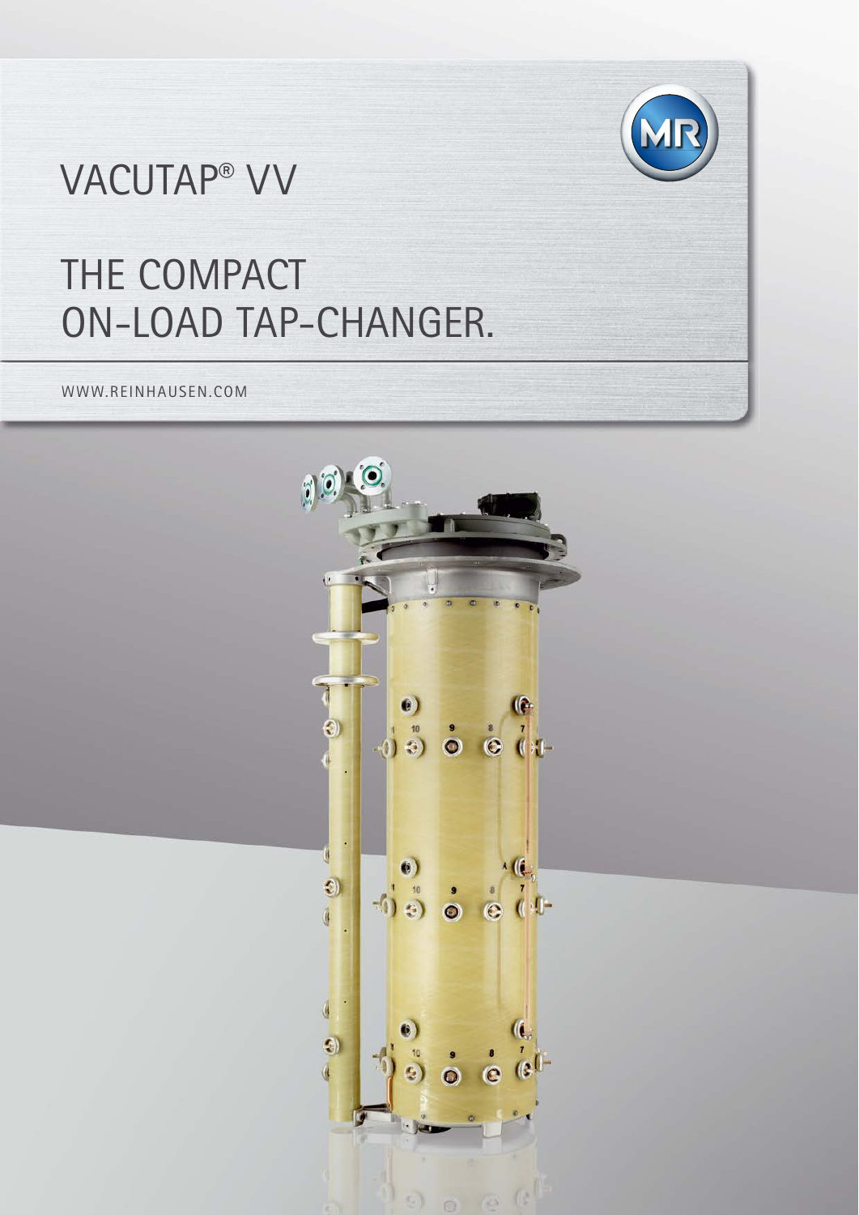# VACUTAP® VV

## THE COMPACT ON-LOAD TAP-CHANGER.

WWW.REINHAUSEN.COM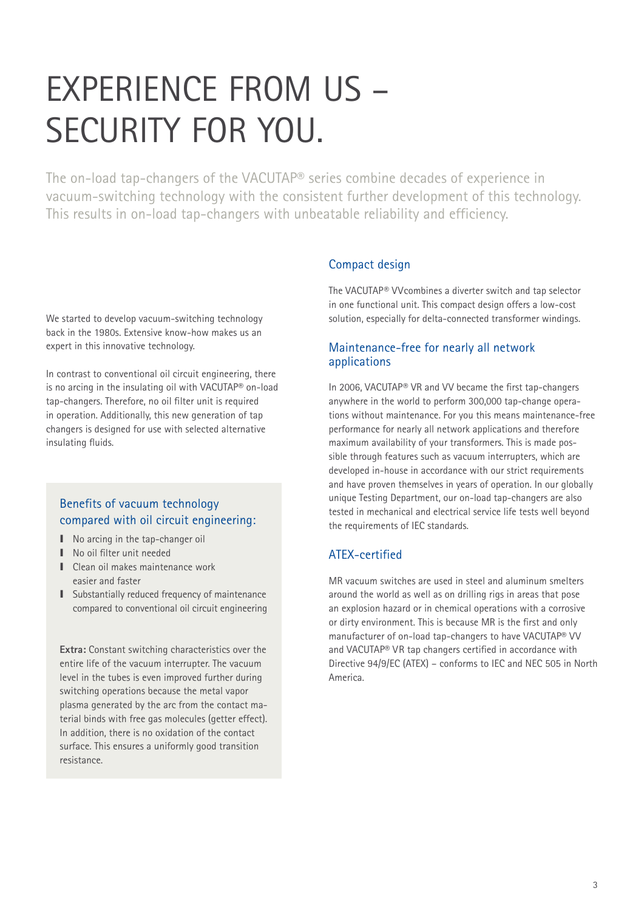# EXPERIENCE FROM US – SECURITY FOR YOU.

The on-load tap-changers of the VACUTAP® series combine decades of experience in vacuum-switching technology with the consistent further development of this technology. This results in on-load tap-changers with unbeatable reliability and efficiency.

We started to develop vacuum-switching technology back in the 1980s. Extensive know-how makes us an expert in this innovative technology.

In contrast to conventional oil circuit engineering, there is no arcing in the insulating oil with VACUTAP® on-load tap-changers. Therefore, no oil filter unit is required in operation. Additionally, this new generation of tap changers is designed for use with selected alternative insulating fluids.

## Benefits of vacuum technology compared with oil circuit engineering:

- No arcing in the tap-changer oil
- No oil filter unit needed
- Clean oil makes maintenance work easier and faster
- Substantially reduced frequency of maintenance compared to conventional oil circuit engineering

**Extra:** Constant switching characteristics over the entire life of the vacuum interrupter. The vacuum level in the tubes is even improved further during switching operations because the metal vapor plasma generated by the arc from the contact material binds with free gas molecules (getter effect). In addition, there is no oxidation of the contact surface. This ensures a uniformly good transition resistance.

## Compact design

The VACUTAP® VVcombines a diverter switch and tap selector in one functional unit. This compact design offers a low-cost solution, especially for delta-connected transformer windings.

## Maintenance-free for nearly all network applications

In 2006, VACUTAP® VR and VV became the first tap-changers anywhere in the world to perform 300,000 tap-change operations without maintenance. For you this means maintenance-free performance for nearly all network applications and therefore maximum availability of your transformers. This is made possible through features such as vacuum interrupters, which are developed in-house in accordance with our strict requirements and have proven themselves in years of operation. In our globally unique Testing Department, our on-load tap-changers are also tested in mechanical and electrical service life tests well beyond the requirements of IEC standards.

## ATEX-certified

MR vacuum switches are used in steel and aluminum smelters around the world as well as on drilling rigs in areas that pose an explosion hazard or in chemical operations with a corrosive or dirty environment. This is because MR is the first and only manufacturer of on-load tap-changers to have VACUTAP® VV and VACUTAP® VR tap changers certified in accordance with Directive 94/9/EC (ATEX) – conforms to IEC and NEC 505 in North America.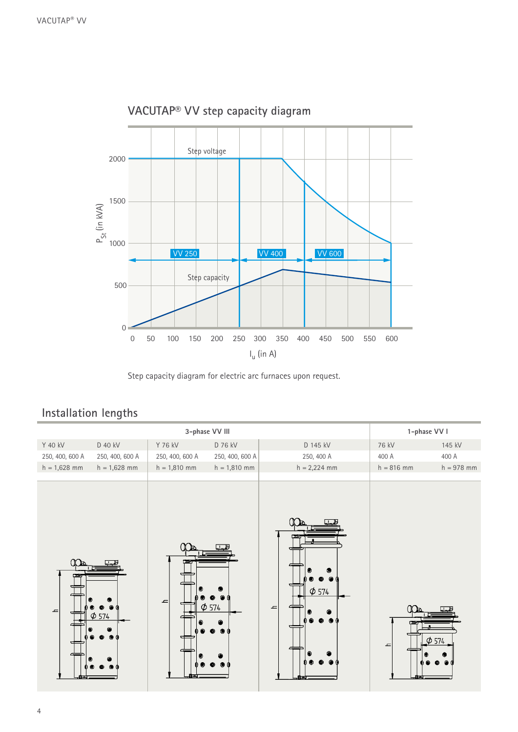## VACUTAP® VV step capacity diagram

Step capacity diagram for electric arc furnaces upon request.

## Installation lengths

| 3-phase VV III | | | | | 1-phase VV I | |
|---|---|---|---|---|---|---|
| Y 40 kV | D 40 kV | Y 76 kV | D 76 kV | D 145 kV | 76 kV | 145 kV |
| 250, 400, 600 A | 250, 400, 600 A | 250, 400, 600 A | 250, 400, 600 A | 250, 400 A | 400 A | 400 A |
| h = 1,628 mm | h = 1,628 mm | h = 1,810 mm | h = 1,810 mm | h = 2,224 mm | h = 816 mm | h = 978 mm |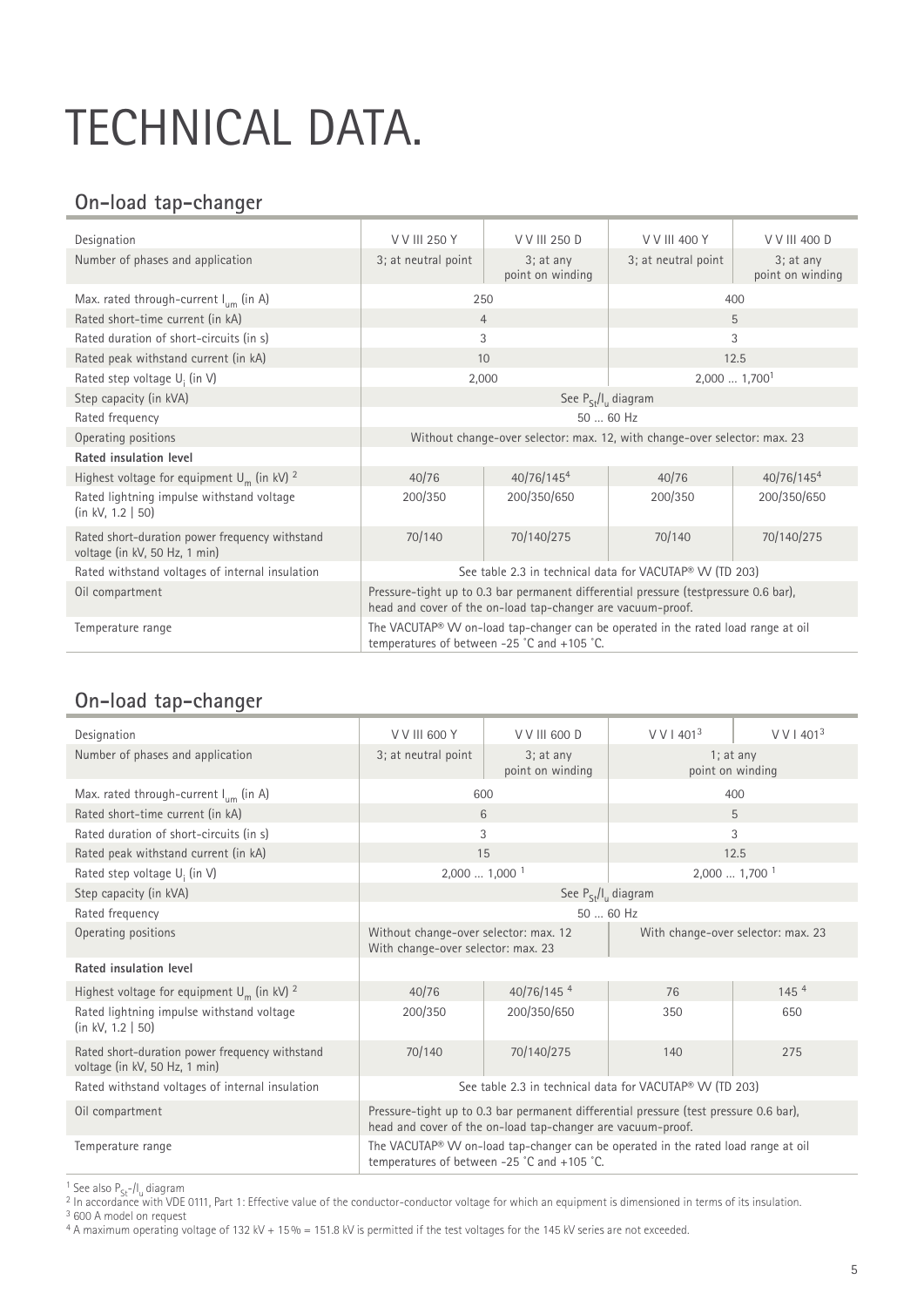# TECHNICAL DATA.

## On-load tap-changer

| Designation | V V III 250 Y | V V III 250 D | V V III 400 Y | V V III 400 D |
|---|---|---|---|---|
| Number of phases and application | 3; at neutral point | 3; at any point on winding | 3; at neutral point | 3; at any point on winding |
| Max. rated through-current $I_{um}$ (in A) | 250 | | 400 | |
| Rated short-time current (in kA) | 4 | | 5 | |
| Rated duration of short-circuits (in s) | 3 | | 3 | |
| Rated peak withstand current (in kA) | 10 | | 12.5 | |
| Rated step voltage $U_i$ (in V) | 2,000 | | 2,000 … 1,700[1] | |
| Step capacity (in kVA) | See $P_{St}/I_u$ diagram | | | |
| Rated frequency | 50 … 60 Hz | | | |
| Operating positions | Without change-over selector: max. 12, with change-over selector: max. 23 | | | |
| **Rated insulation level** | | | | |
| Highest voltage for equipment $U_m$ (in kV) [2] | 40/76 | 40/76/145[4] | 40/76 | 40/76/145[4] |
| Rated lightning impulse withstand voltage (in kV, 1.2 \| 50) | 200/350 | 200/350/650 | 200/350 | 200/350/650 |
| Rated short-duration power frequency withstand voltage (in kV, 50 Hz, 1 min) | 70/140 | 70/140/275 | 70/140 | 70/140/275 |
| Rated withstand voltages of internal insulation | See table 2.3 in technical data for VACUTAP® VV (TD 203) | | | |
| Oil compartment | Pressure-tight up to 0.3 bar permanent differential pressure (testpressure 0.6 bar), head and cover of the on-load tap-changer are vacuum-proof. | | | |
| Temperature range | The VACUTAP® VV on-load tap-changer can be operated in the rated load range at oil temperatures of between -25 °C and +105 °C. | | | |

## On-load tap-changer

| Designation | V V III 600 Y | V V III 600 D | V V I 401[3] | V V I 401[3] |
|---|---|---|---|---|
| Number of phases and application | 3; at neutral point | 3; at any point on winding | 1; at any point on winding | |
| Max. rated through-current $I_{um}$ (in A) | 600 | | 400 | |
| Rated short-time current (in kA) | 6 | | 5 | |
| Rated duration of short-circuits (in s) | 3 | | 3 | |
| Rated peak withstand current (in kA) | 15 | | 12.5 | |
| Rated step voltage $U_i$ (in V) | 2,000 … 1,000 [1] | | 2,000 … 1,700 [1] | |
| Step capacity (in kVA) | See $P_{St}/I_u$ diagram | | | |
| Rated frequency | 50 … 60 Hz | | | |
| Operating positions | Without change-over selector: max. 12 With change-over selector: max. 23 | | With change-over selector: max. 23 | |
| **Rated insulation level** | | | | |
| Highest voltage for equipment $U_m$ (in kV) [2] | 40/76 | 40/76/145 [4] | 76 | 145 [4] |
| Rated lightning impulse withstand voltage (in kV, 1.2 \| 50) | 200/350 | 200/350/650 | 350 | 650 |
| Rated short-duration power frequency withstand voltage (in kV, 50 Hz, 1 min) | 70/140 | 70/140/275 | 140 | 275 |
| Rated withstand voltages of internal insulation | See table 2.3 in technical data for VACUTAP® VV (TD 203) | | | |
| Oil compartment | Pressure-tight up to 0.3 bar permanent differential pressure (test pressure 0.6 bar), head and cover of the on-load tap-changer are vacuum-proof. | | | |
| Temperature range | The VACUTAP® VV on-load tap-changer can be operated in the rated load range at oil temperatures of between -25 °C and +105 °C. | | | |

[1] See also $P_{St}$-/$I_u$ diagram

[2] In accordance with VDE 0111, Part 1: Effective value of the conductor-conductor voltage for which an equipment is dimensioned in terms of its insulation.

[3] 600 A model on request

[4] A maximum operating voltage of 132 kV + 15 % = 151.8 kV is permitted if the test voltages for the 145 kV series are not exceeded.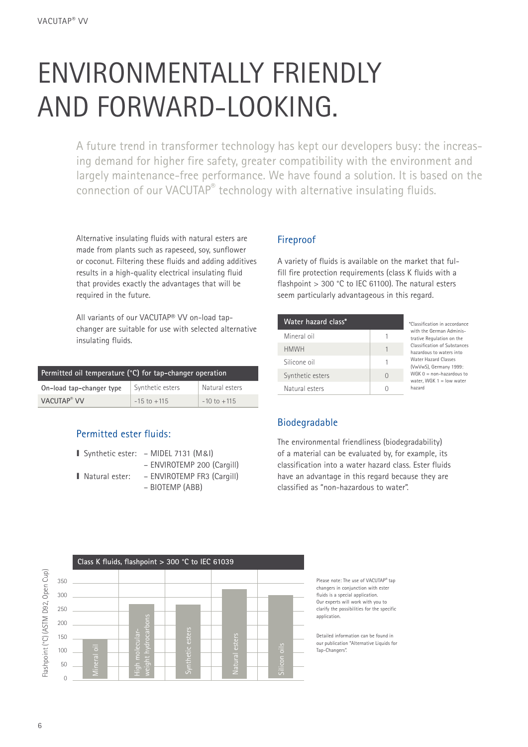# ENVIRONMENTALLY FRIENDLY AND FORWARD-LOOKING.

A future trend in transformer technology has kept our developers busy: the increasing demand for higher fire safety, greater compatibility with the environment and largely maintenance-free performance. We have found a solution. It is based on the connection of our VACUTAP® technology with alternative insulating fluids.

Alternative insulating fluids with natural esters are made from plants such as rapeseed, soy, sunflower or coconut. Filtering these fluids and adding additives results in a high-quality electrical insulating fluid that provides exactly the advantages that will be required in the future.

All variants of our VACUTAP® VV on-load tap-changer are suitable for use with selected alternative insulating fluids.

| Permitted oil temperature (°C) for tap-changer operation | | |
|---|---|---|
| On-load tap-changer type | Synthetic esters | Natural esters |
| VACUTAP® VV | -15 to +115 | -10 to +115 |

## Permitted ester fluids:

- Synthetic ester:
  - MIDEL 7131 (M&I)
  - ENVIROTEMP 200 (Cargill)
- Natural ester:
  - ENVIROTEMP FR3 (Cargill)
  - BIOTEMP (ABB)

## Fireproof

A variety of fluids is available on the market that fulfill fire protection requirements (class K fluids with a flashpoint > 300 °C to IEC 61100). The natural esters seem particularly advantageous in this regard.

| Water hazard class* | |
|---|---|
| Mineral oil | 1 |
| HMWH | 1 |
| Silicone oil | 1 |
| Synthetic esters | 0 |
| Natural esters | 0 |

*Classification in accordance with the German Administrative Regulation on the Classification of Substances hazardous to waters into Water Hazard Classes (VwVwS), Germany 1999: WGK 0 = non-hazardous to water, WGK 1 = low water hazard

## Biodegradable

The environmental friendliness (biodegradability) of a material can be evaluated by, for example, its classification into a water hazard class. Ester fluids have an advantage in this regard because they are classified as "non-hazardous to water".

**Class K fluids, flashpoint > 300 °C to IEC 61039**

Flashpoint (°C) (ASTM D92, Open Cup): Mineral oil, High molecular-weight hydrocarbons, Synthetic esters, Natural esters, Silicon oils (axis 0–350)

Please note: The use of VACUTAP® tap changers in conjunction with ester fluids is a special application. Our experts will work with you to clarify the possibilities for the specific application.

Detailed information can be found in our publication "Alternative Liquids for Tap-Changers".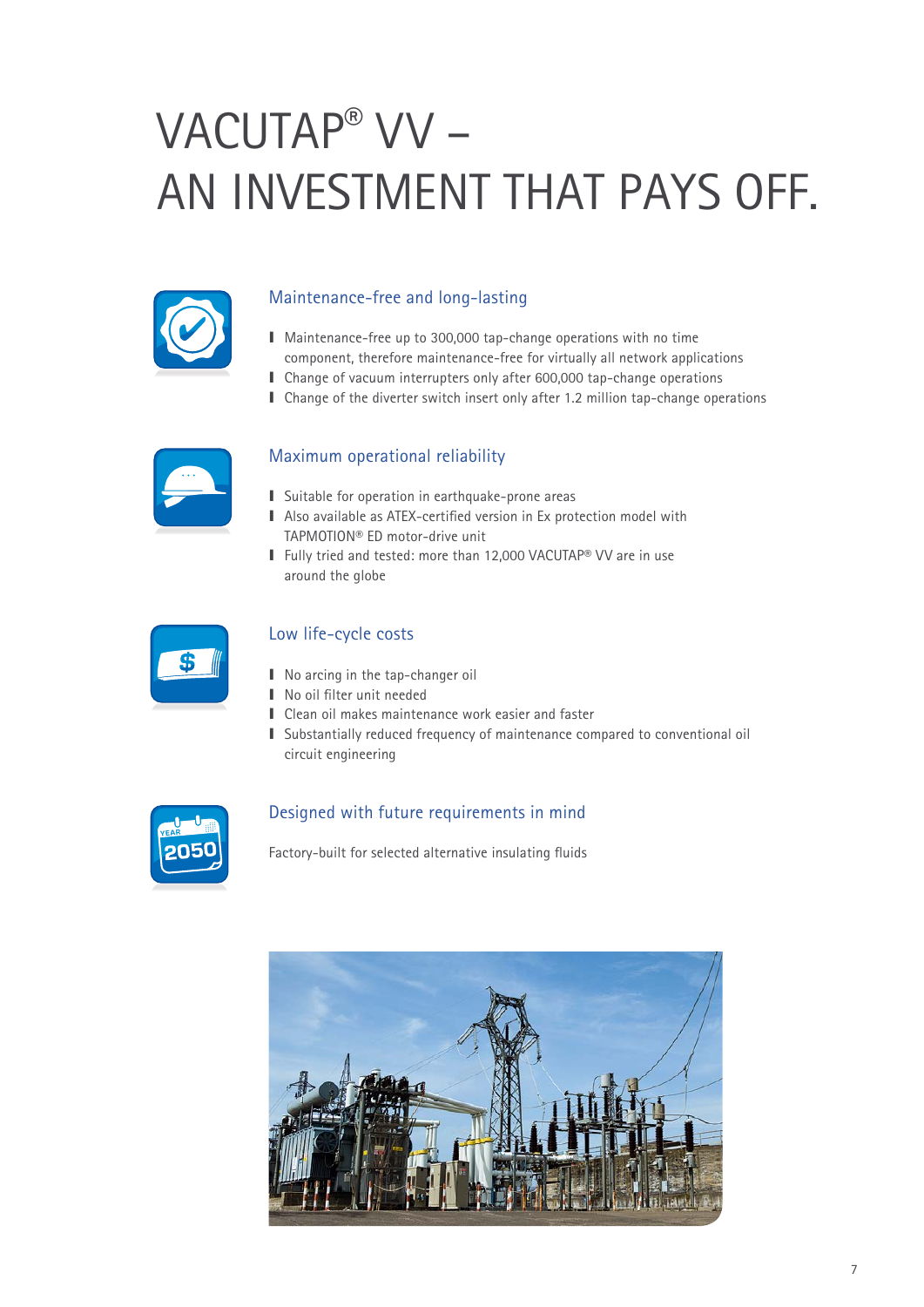# VACUTAP® VV – AN INVESTMENT THAT PAYS OFF.

## Maintenance-free and long-lasting

- Maintenance-free up to 300,000 tap-change operations with no time component, therefore maintenance-free for virtually all network applications
- Change of vacuum interrupters only after 600,000 tap-change operations
- Change of the diverter switch insert only after 1.2 million tap-change operations

## Maximum operational reliability

- Suitable for operation in earthquake-prone areas
- Also available as ATEX-certified version in Ex protection model with TAPMOTION® ED motor-drive unit
- Fully tried and tested: more than 12,000 VACUTAP® VV are in use around the globe

## Low life-cycle costs

- No arcing in the tap-changer oil
- No oil filter unit needed
- Clean oil makes maintenance work easier and faster
- Substantially reduced frequency of maintenance compared to conventional oil circuit engineering

## Designed with future requirements in mind

Factory-built for selected alternative insulating fluids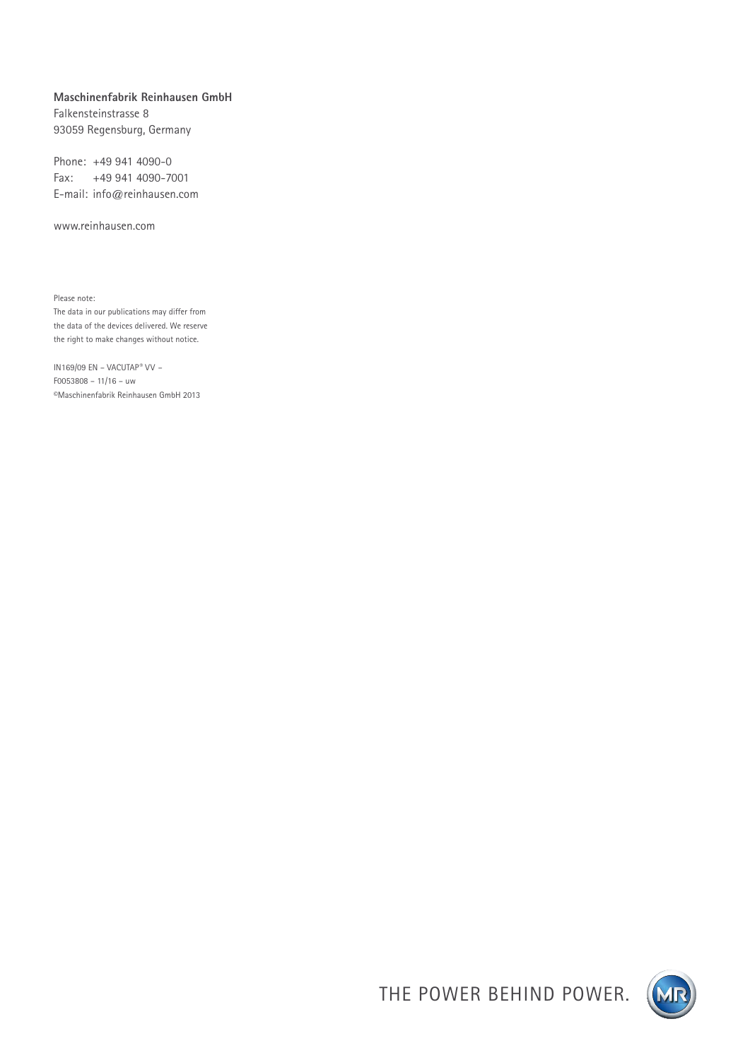**Maschinenfabrik Reinhausen GmbH**
Falkensteinstrasse 8
93059 Regensburg, Germany

Phone: +49 941 4090-0
Fax: +49 941 4090-7001
E-mail: info@reinhausen.com

www.reinhausen.com

Please note:
The data in our publications may differ from the data of the devices delivered. We reserve the right to make changes without notice.

IN169/09 EN – VACUTAP® VV –
F0053808 – 11/16 – uw
©Maschinenfabrik Reinhausen GmbH 2013

THE POWER BEHIND POWER.